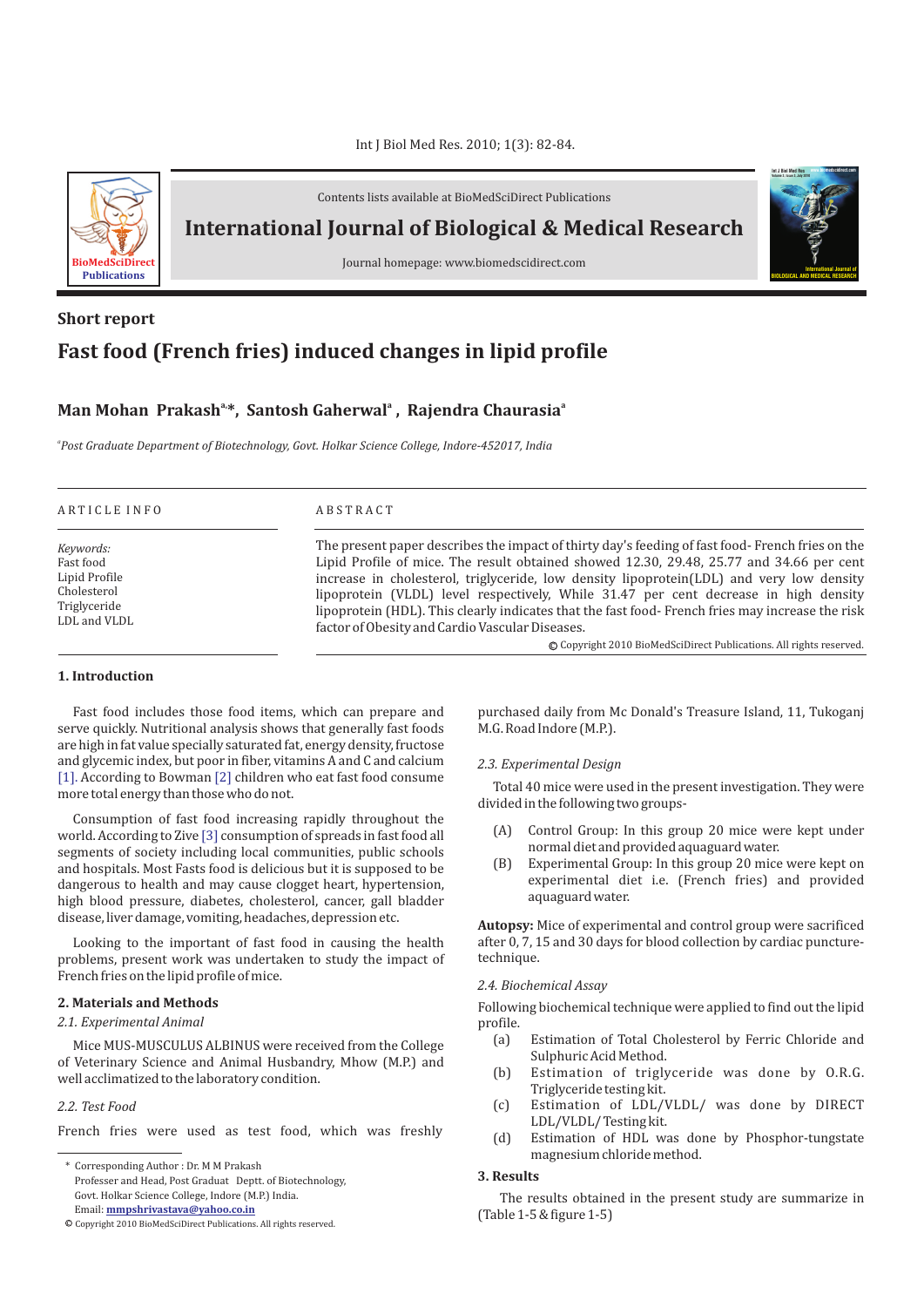Contents lists available at BioMedSciDirect Publications

**International Journal of Biological & Medical Research**

Journal homepage: www.biomedscidirect.com

**Short report**

# Fast food (French fries) induced changes in lipid profile

**Man Mohan Prakash[a,*], Santosh Gaherwal[a], Rajendra Chaurasia[a]**

[a]*Post Graduate Department of Biotechnology, Govt. Holkar Science College, Indore-452017, India*

ARTICLE INFO

*Keywords:*
Fast food
Lipid Profile
Cholesterol
Triglyceride
LDL and VLDL

ABSTRACT

The present paper describes the impact of thirty day's feeding of fast food- French fries on the Lipid Profile of mice. The result obtained showed 12.30, 29.48, 25.77 and 34.66 per cent increase in cholesterol, triglyceride, low density lipoprotein(LDL) and very low density lipoprotein (VLDL) level respectively, While 31.47 per cent decrease in high density lipoprotein (HDL). This clearly indicates that the fast food- French fries may increase the risk factor of Obesity and Cardio Vascular Diseases.

© Copyright 2010 BioMedSciDirect Publications. All rights reserved.

## 1. Introduction

Fast food includes those food items, which can prepare and serve quickly. Nutritional analysis shows that generally fast foods are high in fat value specially saturated fat, energy density, fructose and glycemic index, but poor in fiber, vitamins A and C and calcium [1]. According to Bowman [2] children who eat fast food consume more total energy than those who do not.

Consumption of fast food increasing rapidly throughout the world. According to Zive [3] consumption of spreads in fast food all segments of society including local communities, public schools and hospitals. Most Fasts food is delicious but it is supposed to be dangerous to health and may cause clogget heart, hypertension, high blood pressure, diabetes, cholesterol, cancer, gall bladder disease, liver damage, vomiting, headaches, depression etc.

Looking to the important of fast food in causing the health problems, present work was undertaken to study the impact of French fries on the lipid profile of mice.

## 2. Materials and Methods

### *2.1. Experimental Animal*

Mice MUS-MUSCULUS ALBINUS were received from the College of Veterinary Science and Animal Husbandry, Mhow (M.P.) and well acclimatized to the laboratory condition.

### *2.2. Test Food*

French fries were used as test food, which was freshly purchased daily from Mc Donald's Treasure Island, 11, Tukoganj M.G. Road Indore (M.P.).

### *2.3. Experimental Design*

Total 40 mice were used in the present investigation. They were divided in the following two groups-

(A) Control Group: In this group 20 mice were kept under normal diet and provided aquaguard water.

(B) Experimental Group: In this group 20 mice were kept on experimental diet i.e. (French fries) and provided aquaguard water.

**Autopsy:** Mice of experimental and control group were sacrificed after 0, 7, 15 and 30 days for blood collection by cardiac puncture-technique.

### *2.4. Biochemical Assay*

Following biochemical technique were applied to find out the lipid profile.

(a) Estimation of Total Cholesterol by Ferric Chloride and Sulphuric Acid Method.

(b) Estimation of triglyceride was done by O.R.G. Triglyceride testing kit.

(c) Estimation of LDL/VLDL/ was done by DIRECT LDL/VLDL/ Testing kit.

(d) Estimation of HDL was done by Phosphor-tungstate magnesium chloride method.

## 3. Results

The results obtained in the present study are summarize in (Table 1-5 & figure 1-5)

\* Corresponding Author : Dr. M M Prakash
Professer and Head, Post Graduat Deptt. of Biotechnology,
Govt. Holkar Science College, Indore (M.P.) India.
Email: **mmpshrivastava@yahoo.co.in**

© Copyright 2010 BioMedSciDirect Publications. All rights reserved.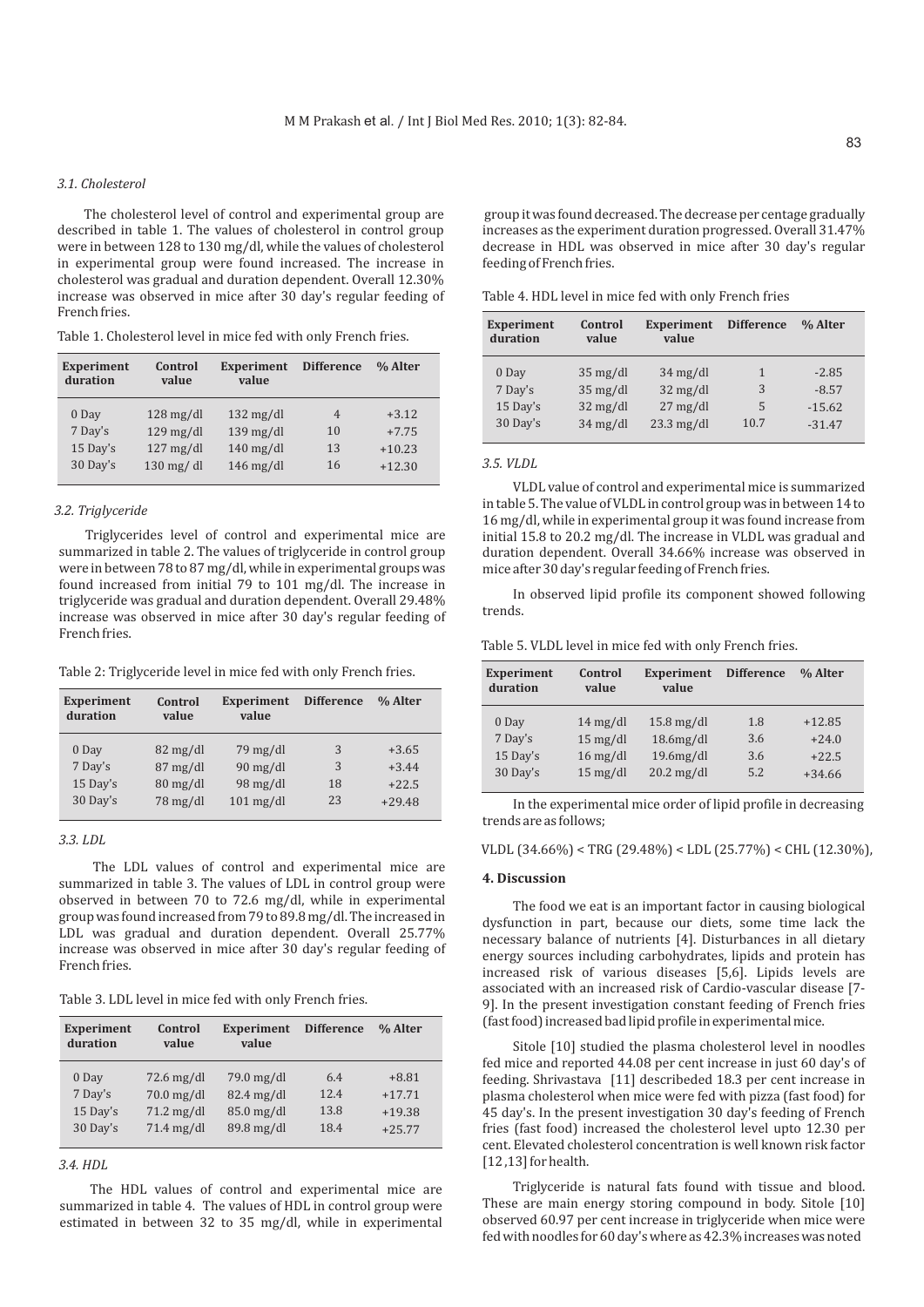### *3.1. Cholesterol*

The cholesterol level of control and experimental group are described in table 1. The values of cholesterol in control group were in between 128 to 130 mg/dl, while the values of cholesterol in experimental group were found increased. The increase in cholesterol was gradual and duration dependent. Overall 12.30% increase was observed in mice after 30 day's regular feeding of French fries.

Table 1. Cholesterol level in mice fed with only French fries.

| Experiment duration | Control value | Experiment value | Difference | % Alter |
|---|---|---|---|---|
| 0 Day | 128 mg/dl | 132 mg/dl | 4 | +3.12 |
| 7 Day's | 129 mg/dl | 139 mg/dl | 10 | +7.75 |
| 15 Day's | 127 mg/dl | 140 mg/dl | 13 | +10.23 |
| 30 Day's | 130 mg/ dl | 146 mg/dl | 16 | +12.30 |

### *3.2. Triglyceride*

Triglycerides level of control and experimental mice are summarized in table 2. The values of triglyceride in control group were in between 78 to 87 mg/dl, while in experimental groups was found increased from initial 79 to 101 mg/dl. The increase in triglyceride was gradual and duration dependent. Overall 29.48% increase was observed in mice after 30 day's regular feeding of French fries.

Table 2: Triglyceride level in mice fed with only French fries.

| Experiment duration | Control value | Experiment value | Difference | % Alter |
|---|---|---|---|---|
| 0 Day | 82 mg/dl | 79 mg/dl | 3 | +3.65 |
| 7 Day's | 87 mg/dl | 90 mg/dl | 3 | +3.44 |
| 15 Day's | 80 mg/dl | 98 mg/dl | 18 | +22.5 |
| 30 Day's | 78 mg/dl | 101 mg/dl | 23 | +29.48 |

### *3.3. LDL*

The LDL values of control and experimental mice are summarized in table 3. The values of LDL in control group were observed in between 70 to 72.6 mg/dl, while in experimental group was found increased from 79 to 89.8 mg/dl. The increased in LDL was gradual and duration dependent. Overall 25.77% increase was observed in mice after 30 day's regular feeding of French fries.

Table 3. LDL level in mice fed with only French fries.

| Experiment duration | Control value | Experiment value | Difference | % Alter |
|---|---|---|---|---|
| 0 Day | 72.6 mg/dl | 79.0 mg/dl | 6.4 | +8.81 |
| 7 Day's | 70.0 mg/dl | 82.4 mg/dl | 12.4 | +17.71 |
| 15 Day's | 71.2 mg/dl | 85.0 mg/dl | 13.8 | +19.38 |
| 30 Day's | 71.4 mg/dl | 89.8 mg/dl | 18.4 | +25.77 |

### *3.4. HDL*

The HDL values of control and experimental mice are summarized in table 4. The values of HDL in control group were estimated in between 32 to 35 mg/dl, while in experimental group it was found decreased. The decrease per centage gradually increases as the experiment duration progressed. Overall 31.47% decrease in HDL was observed in mice after 30 day's regular feeding of French fries.

Table 4. HDL level in mice fed with only French fries

| Experiment duration | Control value | Experiment value | Difference | % Alter |
|---|---|---|---|---|
| 0 Day | 35 mg/dl | 34 mg/dl | 1 | -2.85 |
| 7 Day's | 35 mg/dl | 32 mg/dl | 3 | -8.57 |
| 15 Day's | 32 mg/dl | 27 mg/dl | 5 | -15.62 |
| 30 Day's | 34 mg/dl | 23.3 mg/dl | 10.7 | -31.47 |

### *3.5. VLDL*

VLDL value of control and experimental mice is summarized in table 5. The value of VLDL in control group was in between 14 to 16 mg/dl, while in experimental group it was found increase from initial 15.8 to 20.2 mg/dl. The increase in VLDL was gradual and duration dependent. Overall 34.66% increase was observed in mice after 30 day's regular feeding of French fries.

In observed lipid profile its component showed following trends.

Table 5. VLDL level in mice fed with only French fries.

| Experiment duration | Control value | Experiment value | Difference | % Alter |
|---|---|---|---|---|
| 0 Day | 14 mg/dl | 15.8 mg/dl | 1.8 | +12.85 |
| 7 Day's | 15 mg/dl | 18.6mg/dl | 3.6 | +24.0 |
| 15 Day's | 16 mg/dl | 19.6mg/dl | 3.6 | +22.5 |
| 30 Day's | 15 mg/dl | 20.2 mg/dl | 5.2 | +34.66 |

In the experimental mice order of lipid profile in decreasing trends are as follows;

VLDL (34.66%) < TRG (29.48%) < LDL (25.77%) < CHL (12.30%),

## 4. Discussion

The food we eat is an important factor in causing biological dysfunction in part, because our diets, some time lack the necessary balance of nutrients [4]. Disturbances in all dietary energy sources including carbohydrates, lipids and protein has increased risk of various diseases [5,6]. Lipids levels are associated with an increased risk of Cardio-vascular disease [7-9]. In the present investigation constant feeding of French fries (fast food) increased bad lipid profile in experimental mice.

Sitole [10] studied the plasma cholesterol level in noodles fed mice and reported 44.08 per cent increase in just 60 day's of feeding. Shrivastava [11] describebed 18.3 per cent increase in plasma cholesterol when mice were fed with pizza (fast food) for 45 day's. In the present investigation 30 day's feeding of French fries (fast food) increased the cholesterol level upto 12.30 per cent. Elevated cholesterol concentration is well known risk factor [12,13] for health.

Triglyceride is natural fats found with tissue and blood. These are main energy storing compound in body. Sitole [10] observed 60.97 per cent increase in triglyceride when mice were fed with noodles for 60 day's where as 42.3% increases was noted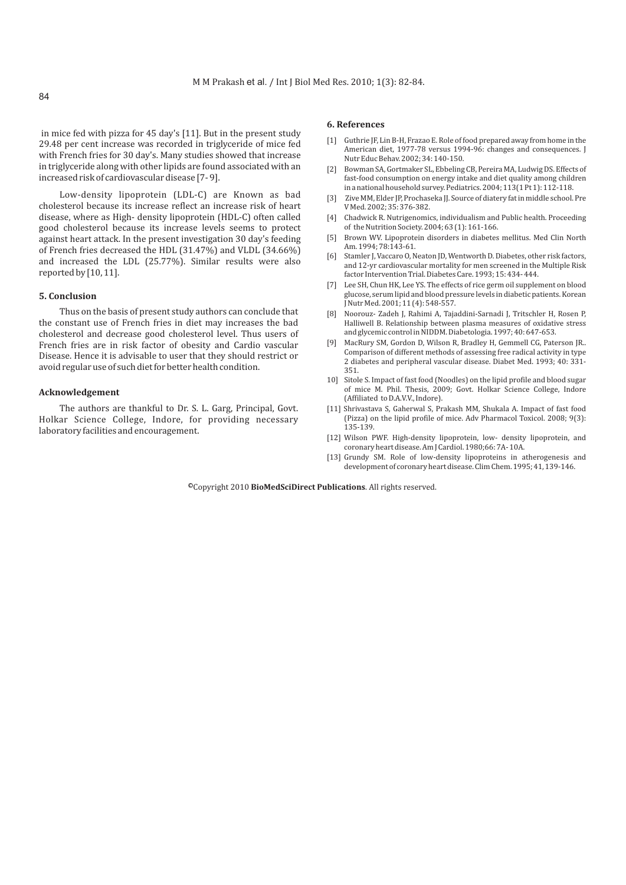in mice fed with pizza for 45 day's [11]. But in the present study 29.48 per cent increase was recorded in triglyceride of mice fed with French fries for 30 day's. Many studies showed that increase in triglyceride along with other lipids are found associated with an increased risk of cardiovascular disease [7- 9].

Low-density lipoprotein (LDL-C) are Known as bad cholesterol because its increase reflect an increase risk of heart disease, where as High- density lipoprotein (HDL-C) often called good cholesterol because its increase levels seems to protect against heart attack. In the present investigation 30 day's feeding of French fries decreased the HDL (31.47%) and VLDL (34.66%) and increased the LDL (25.77%). Similar results were also reported by [10, 11].

## 5. Conclusion

Thus on the basis of present study authors can conclude that the constant use of French fries in diet may increases the bad cholesterol and decrease good cholesterol level. Thus users of French fries are in risk factor of obesity and Cardio vascular Disease. Hence it is advisable to user that they should restrict or avoid regular use of such diet for better health condition.

## Acknowledgement

The authors are thankful to Dr. S. L. Garg, Principal, Govt. Holkar Science College, Indore, for providing necessary laboratory facilities and encouragement.

## 6. References

[1] Guthrie JF, Lin B-H, Frazao E. Role of food prepared away from home in the American diet, 1977-78 versus 1994-96: changes and consequences. J Nutr Educ Behav. 2002; 34: 140-150.

[2] Bowman SA, Gortmaker SL, Ebbeling CB, Pereira MA, Ludwig DS. Effects of fast-food consumption on energy intake and diet quality among children in a national household survey. Pediatrics. 2004; 113(1 Pt 1): 112-118.

[3] Zive MM, Elder JP, Prochaseka JJ. Source of diatery fat in middle school. Pre V Med. 2002; 35: 376-382.

[4] Chadwick R. Nutrigenomics, individualism and Public health. Proceeding of the Nutrition Society. 2004; 63 (1): 161-166.

[5] Brown WV. Lipoprotein disorders in diabetes mellitus. Med Clin North Am. 1994; 78:143-61.

[6] Stamler J, Vaccaro O, Neaton JD, Wentworth D. Diabetes, other risk factors, and 12-yr cardiovascular mortality for men screened in the Multiple Risk factor Intervention Trial. Diabetes Care. 1993; 15: 434- 444.

[7] Lee SH, Chun HK, Lee YS. The effects of rice germ oil supplement on blood glucose, serum lipid and blood pressure levels in diabetic patients. Korean J Nutr Med. 2001; 11 (4): 548-557.

[8] Noorouz- Zadeh J, Rahimi A, Tajaddini-Sarnadi J, Tritschler H, Rosen P, Halliwell B. Relationship between plasma measures of oxidative stress and glycemic control in NIDDM. Diabetologia. 1997; 40: 647-653.

[9] MacRury SM, Gordon D, Wilson R, Bradley H, Gemmell CG, Paterson JR.. Comparison of different methods of assessing free radical activity in type 2 diabetes and peripheral vascular disease. Diabet Med. 1993; 40: 331-351.

10] Sitole S. Impact of fast food (Noodles) on the lipid profile and blood sugar of mice M. Phil. Thesis, 2009; Govt. Holkar Science College, Indore (Affiliated to D.A.V.V., Indore).

[11] Shrivastava S, Gaherwal S, Prakash MM, Shukala A. Impact of fast food (Pizza) on the lipid profile of mice. Adv Pharmacol Toxicol. 2008; 9(3): 135-139.

[12] Wilson PWF. High-density lipoprotein, low- density lipoprotein, and coronary heart disease. Am J Cardiol. 1980;66: 7A- 10A.

[13] Grundy SM. Role of low-density lipoproteins in atherogenesis and development of coronary heart disease. Clim Chem. 1995; 41, 139-146.

©Copyright 2010 **BioMedSciDirect Publications**. All rights reserved.